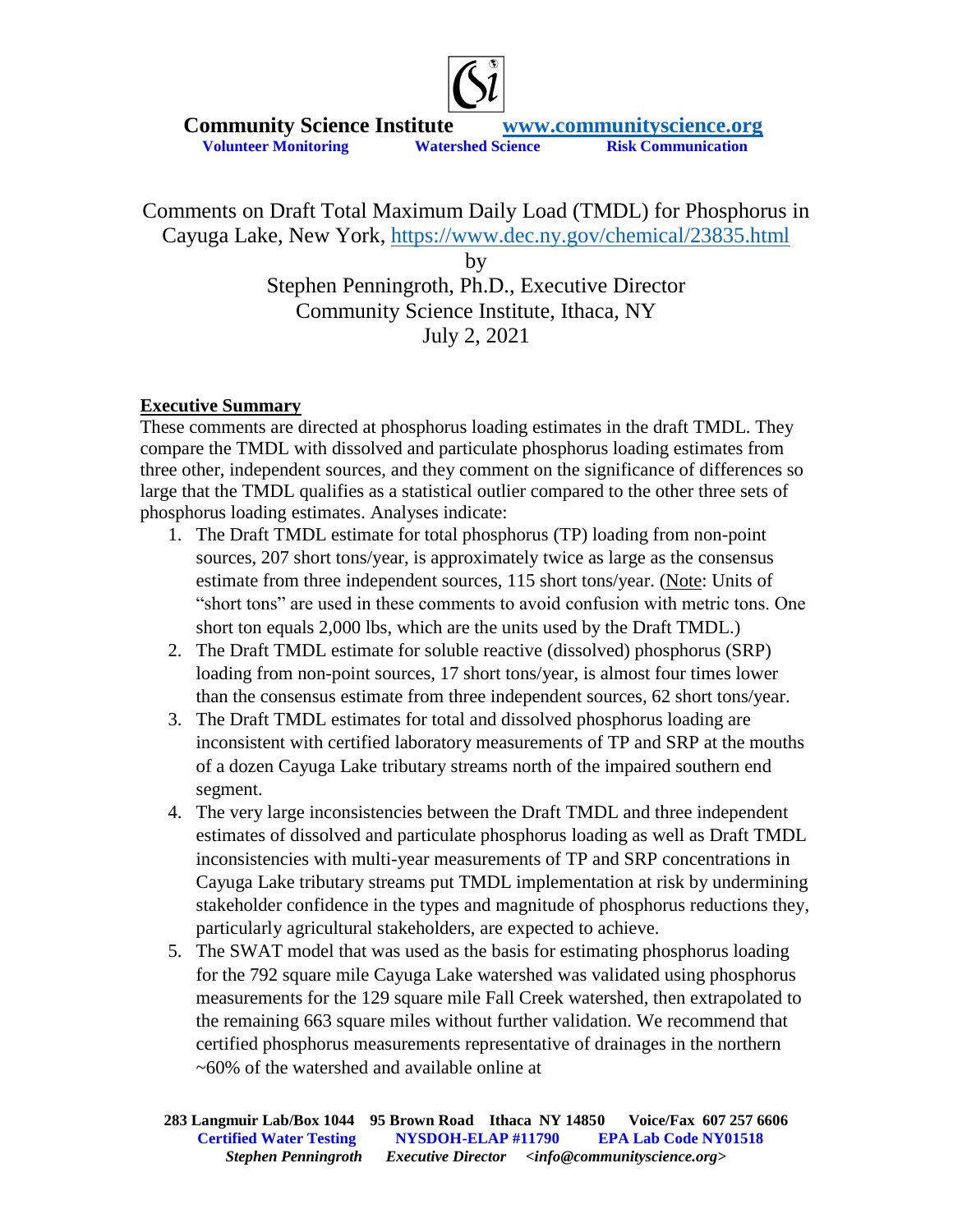**Community Science Institute** [www.communityscience.org](http://www.communityscience.org)

**Volunteer Monitoring** **Watershed Science** **Risk Communication**

# Comments on Draft Total Maximum Daily Load (TMDL) for Phosphorus in Cayuga Lake, New York, https://www.dec.ny.gov/chemical/23835.html

by

Stephen Penningroth, Ph.D., Executive Director

Community Science Institute, Ithaca, NY

July 2, 2021

## Executive Summary

These comments are directed at phosphorus loading estimates in the draft TMDL. They compare the TMDL with dissolved and particulate phosphorus loading estimates from three other, independent sources, and they comment on the significance of differences so large that the TMDL qualifies as a statistical outlier compared to the other three sets of phosphorus loading estimates. Analyses indicate:

1. The Draft TMDL estimate for total phosphorus (TP) loading from non-point sources, 207 short tons/year, is approximately twice as large as the consensus estimate from three independent sources, 115 short tons/year. (Note: Units of "short tons" are used in these comments to avoid confusion with metric tons. One short ton equals 2,000 lbs, which are the units used by the Draft TMDL.)
2. The Draft TMDL estimate for soluble reactive (dissolved) phosphorus (SRP) loading from non-point sources, 17 short tons/year, is almost four times lower than the consensus estimate from three independent sources, 62 short tons/year.
3. The Draft TMDL estimates for total and dissolved phosphorus loading are inconsistent with certified laboratory measurements of TP and SRP at the mouths of a dozen Cayuga Lake tributary streams north of the impaired southern end segment.
4. The very large inconsistencies between the Draft TMDL and three independent estimates of dissolved and particulate phosphorus loading as well as Draft TMDL inconsistencies with multi-year measurements of TP and SRP concentrations in Cayuga Lake tributary streams put TMDL implementation at risk by undermining stakeholder confidence in the types and magnitude of phosphorus reductions they, particularly agricultural stakeholders, are expected to achieve.
5. The SWAT model that was used as the basis for estimating phosphorus loading for the 792 square mile Cayuga Lake watershed was validated using phosphorus measurements for the 129 square mile Fall Creek watershed, then extrapolated to the remaining 663 square miles without further validation. We recommend that certified phosphorus measurements representative of drainages in the northern ~60% of the watershed and available online at

**283 Langmuir Lab/Box 1044 95 Brown Road Ithaca NY 14850 Voice/Fax 607 257 6606**
**Certified Water Testing NYSDOH-ELAP #11790 EPA Lab Code NY01518**
***Stephen Penningroth Executive Director <info@communityscience.org>***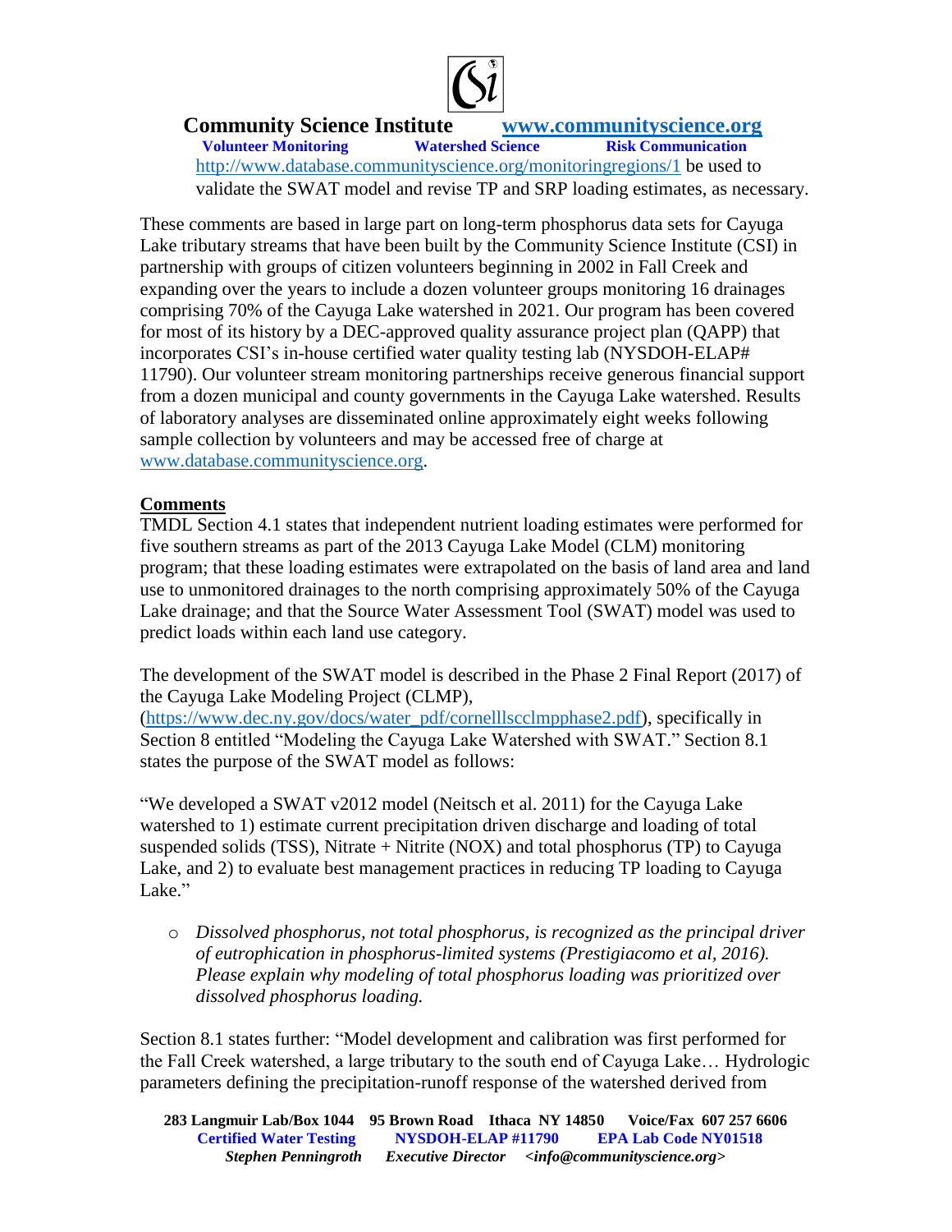http://www.database.communityscience.org/monitoringregions/1 be used to validate the SWAT model and revise TP and SRP loading estimates, as necessary.

These comments are based in large part on long-term phosphorus data sets for Cayuga Lake tributary streams that have been built by the Community Science Institute (CSI) in partnership with groups of citizen volunteers beginning in 2002 in Fall Creek and expanding over the years to include a dozen volunteer groups monitoring 16 drainages comprising 70% of the Cayuga Lake watershed in 2021. Our program has been covered for most of its history by a DEC-approved quality assurance project plan (QAPP) that incorporates CSI's in-house certified water quality testing lab (NYSDOH-ELAP# 11790). Our volunteer stream monitoring partnerships receive generous financial support from a dozen municipal and county governments in the Cayuga Lake watershed. Results of laboratory analyses are disseminated online approximately eight weeks following sample collection by volunteers and may be accessed free of charge at www.database.communityscience.org.

## Comments

TMDL Section 4.1 states that independent nutrient loading estimates were performed for five southern streams as part of the 2013 Cayuga Lake Model (CLM) monitoring program; that these loading estimates were extrapolated on the basis of land area and land use to unmonitored drainages to the north comprising approximately 50% of the Cayuga Lake drainage; and that the Source Water Assessment Tool (SWAT) model was used to predict loads within each land use category.

The development of the SWAT model is described in the Phase 2 Final Report (2017) of the Cayuga Lake Modeling Project (CLMP), (https://www.dec.ny.gov/docs/water_pdf/cornelllscclmpphase2.pdf), specifically in Section 8 entitled "Modeling the Cayuga Lake Watershed with SWAT." Section 8.1 states the purpose of the SWAT model as follows:

"We developed a SWAT v2012 model (Neitsch et al. 2011) for the Cayuga Lake watershed to 1) estimate current precipitation driven discharge and loading of total suspended solids (TSS), Nitrate + Nitrite (NOX) and total phosphorus (TP) to Cayuga Lake, and 2) to evaluate best management practices in reducing TP loading to Cayuga Lake."

- *Dissolved phosphorus, not total phosphorus, is recognized as the principal driver of eutrophication in phosphorus-limited systems (Prestigiacomo et al, 2016). Please explain why modeling of total phosphorus loading was prioritized over dissolved phosphorus loading.*

Section 8.1 states further: "Model development and calibration was first performed for the Fall Creek watershed, a large tributary to the south end of Cayuga Lake… Hydrologic parameters defining the precipitation-runoff response of the watershed derived from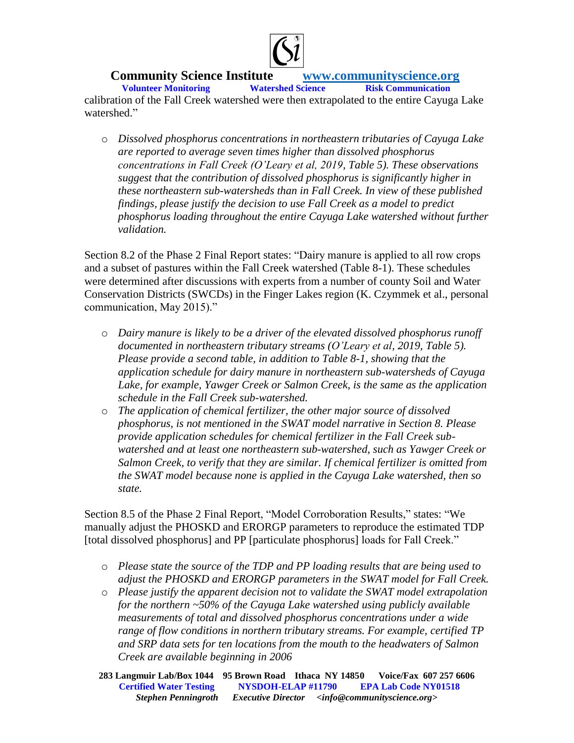calibration of the Fall Creek watershed were then extrapolated to the entire Cayuga Lake watershed."

- *Dissolved phosphorus concentrations in northeastern tributaries of Cayuga Lake are reported to average seven times higher than dissolved phosphorus concentrations in Fall Creek (O'Leary et al, 2019, Table 5). These observations suggest that the contribution of dissolved phosphorus is significantly higher in these northeastern sub-watersheds than in Fall Creek. In view of these published findings, please justify the decision to use Fall Creek as a model to predict phosphorus loading throughout the entire Cayuga Lake watershed without further validation.*

Section 8.2 of the Phase 2 Final Report states: "Dairy manure is applied to all row crops and a subset of pastures within the Fall Creek watershed (Table 8-1). These schedules were determined after discussions with experts from a number of county Soil and Water Conservation Districts (SWCDs) in the Finger Lakes region (K. Czymmek et al., personal communication, May 2015)."

- *Dairy manure is likely to be a driver of the elevated dissolved phosphorus runoff documented in northeastern tributary streams (O'Leary et al, 2019, Table 5). Please provide a second table, in addition to Table 8-1, showing that the application schedule for dairy manure in northeastern sub-watersheds of Cayuga Lake, for example, Yawger Creek or Salmon Creek, is the same as the application schedule in the Fall Creek sub-watershed.*
- *The application of chemical fertilizer, the other major source of dissolved phosphorus, is not mentioned in the SWAT model narrative in Section 8. Please provide application schedules for chemical fertilizer in the Fall Creek sub-watershed and at least one northeastern sub-watershed, such as Yawger Creek or Salmon Creek, to verify that they are similar. If chemical fertilizer is omitted from the SWAT model because none is applied in the Cayuga Lake watershed, then so state.*

Section 8.5 of the Phase 2 Final Report, "Model Corroboration Results," states: "We manually adjust the PHOSKD and ERORGP parameters to reproduce the estimated TDP [total dissolved phosphorus] and PP [particulate phosphorus] loads for Fall Creek."

- *Please state the source of the TDP and PP loading results that are being used to adjust the PHOSKD and ERORGP parameters in the SWAT model for Fall Creek.*
- *Please justify the apparent decision not to validate the SWAT model extrapolation for the northern ~50% of the Cayuga Lake watershed using publicly available measurements of total and dissolved phosphorus concentrations under a wide range of flow conditions in northern tributary streams. For example, certified TP and SRP data sets for ten locations from the mouth to the headwaters of Salmon Creek are available beginning in 2006*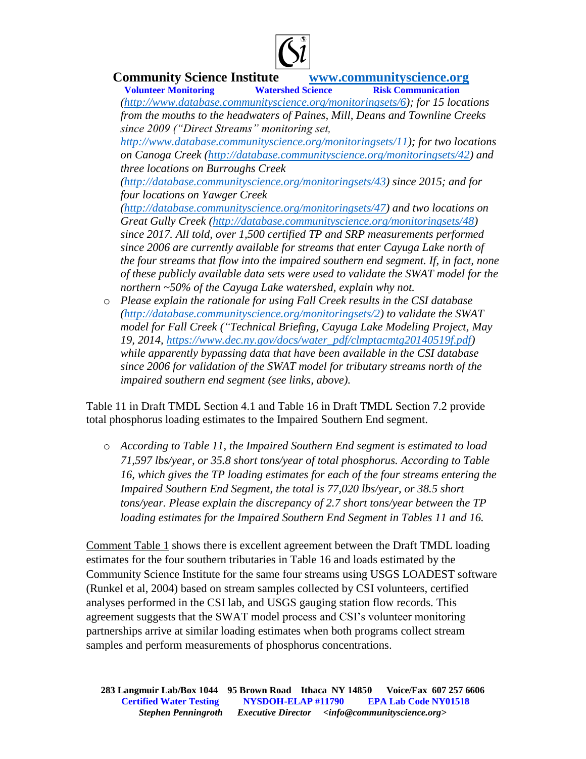*(http://www.database.communityscience.org/monitoringsets/6); for 15 locations from the mouths to the headwaters of Paines, Mill, Deans and Townline Creeks since 2009 ("Direct Streams" monitoring set, http://www.database.communityscience.org/monitoringsets/11); for two locations on Canoga Creek (http://database.communityscience.org/monitoringsets/42) and three locations on Burroughs Creek (http://database.communityscience.org/monitoringsets/43) since 2015; and for four locations on Yawger Creek (http://database.communityscience.org/monitoringsets/47) and two locations on Great Gully Creek (http://database.communityscience.org/monitoringsets/48) since 2017. All told, over 1,500 certified TP and SRP measurements performed since 2006 are currently available for streams that enter Cayuga Lake north of the four streams that flow into the impaired southern end segment. If, in fact, none of these publicly available data sets were used to validate the SWAT model for the northern ~50% of the Cayuga Lake watershed, explain why not.*

- *Please explain the rationale for using Fall Creek results in the CSI database (http://database.communityscience.org/monitoringsets/2) to validate the SWAT model for Fall Creek ("Technical Briefing, Cayuga Lake Modeling Project, May 19, 2014, https://www.dec.ny.gov/docs/water_pdf/clmptacmtg20140519f.pdf) while apparently bypassing data that have been available in the CSI database since 2006 for validation of the SWAT model for tributary streams north of the impaired southern end segment (see links, above).*

Table 11 in Draft TMDL Section 4.1 and Table 16 in Draft TMDL Section 7.2 provide total phosphorus loading estimates to the Impaired Southern End segment.

- *According to Table 11, the Impaired Southern End segment is estimated to load 71,597 lbs/year, or 35.8 short tons/year of total phosphorus. According to Table 16, which gives the TP loading estimates for each of the four streams entering the Impaired Southern End Segment, the total is 77,020 lbs/year, or 38.5 short tons/year. Please explain the discrepancy of 2.7 short tons/year between the TP loading estimates for the Impaired Southern End Segment in Tables 11 and 16.*

Comment Table 1 shows there is excellent agreement between the Draft TMDL loading estimates for the four southern tributaries in Table 16 and loads estimated by the Community Science Institute for the same four streams using USGS LOADEST software (Runkel et al, 2004) based on stream samples collected by CSI volunteers, certified analyses performed in the CSI lab, and USGS gauging station flow records. This agreement suggests that the SWAT model process and CSI's volunteer monitoring partnerships arrive at similar loading estimates when both programs collect stream samples and perform measurements of phosphorus concentrations.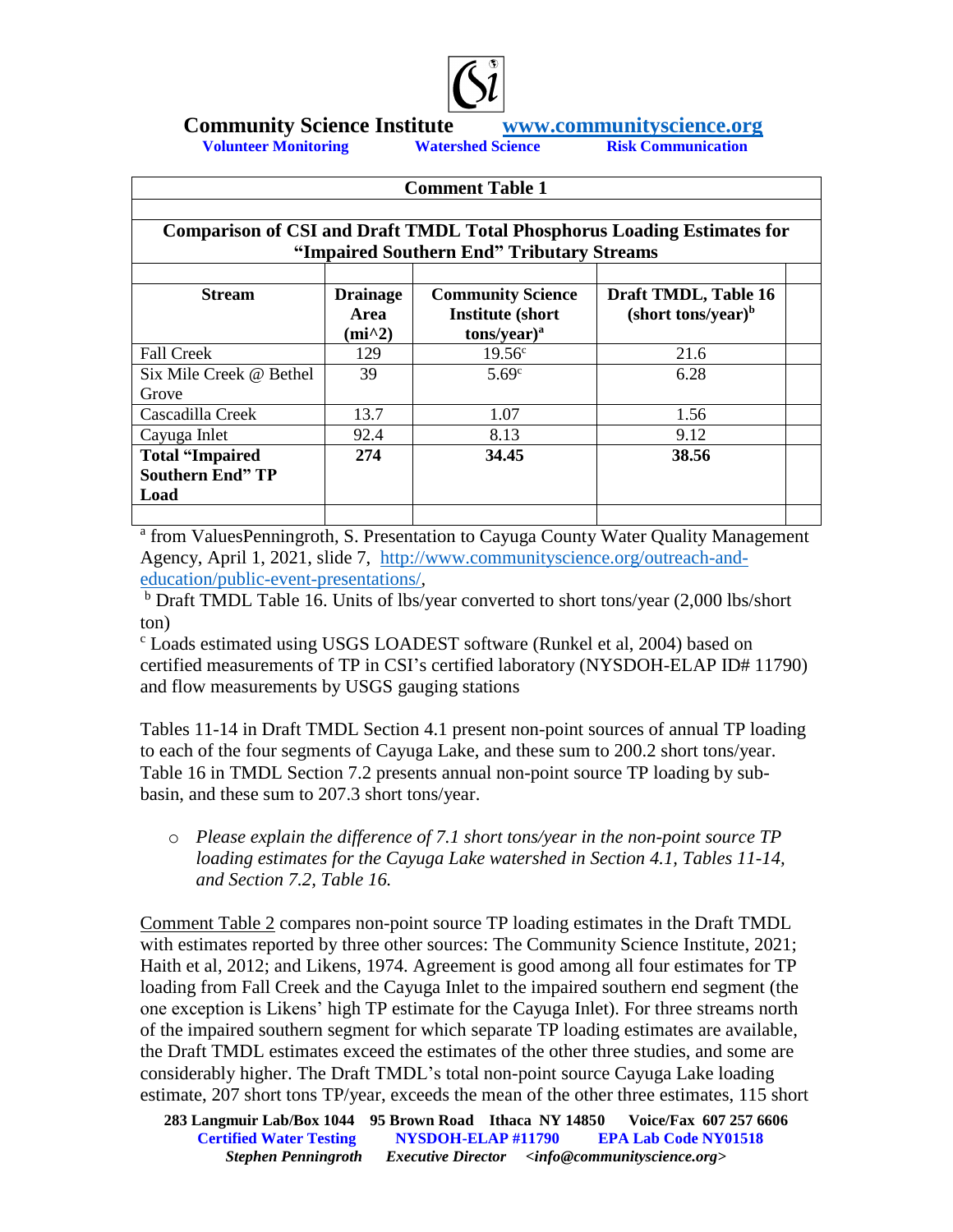**Community Science Institute** [www.communityscience.org](http://www.communityscience.org)

**Volunteer Monitoring** **Watershed Science** **Risk Communication**

**Comment Table 1**

**Comparison of CSI and Draft TMDL Total Phosphorus Loading Estimates for "Impaired Southern End" Tributary Streams**

| Stream | Drainage Area (mi^2) | Community Science Institute (short tons/year)[a] | Draft TMDL, Table 16 (short tons/year)[b] |
|---|---|---|---|
| Fall Creek | 129 | 19.56[c] | 21.6 |
| Six Mile Creek @ Bethel Grove | 39 | 5.69[c] | 6.28 |
| Cascadilla Creek | 13.7 | 1.07 | 1.56 |
| Cayuga Inlet | 92.4 | 8.13 | 9.12 |
| **Total "Impaired Southern End" TP Load** | **274** | **34.45** | **38.56** |

[a] from ValuesPenningroth, S. Presentation to Cayuga County Water Quality Management Agency, April 1, 2021, slide 7, [http://www.communityscience.org/outreach-and-education/public-event-presentations/](http://www.communityscience.org/outreach-and-education/public-event-presentations/),

[b] Draft TMDL Table 16. Units of lbs/year converted to short tons/year (2,000 lbs/short ton)

[c] Loads estimated using USGS LOADEST software (Runkel et al, 2004) based on certified measurements of TP in CSI's certified laboratory (NYSDOH-ELAP ID# 11790) and flow measurements by USGS gauging stations

Tables 11-14 in Draft TMDL Section 4.1 present non-point sources of annual TP loading to each of the four segments of Cayuga Lake, and these sum to 200.2 short tons/year. Table 16 in TMDL Section 7.2 presents annual non-point source TP loading by sub-basin, and these sum to 207.3 short tons/year.

- *Please explain the difference of 7.1 short tons/year in the non-point source TP loading estimates for the Cayuga Lake watershed in Section 4.1, Tables 11-14, and Section 7.2, Table 16.*

Comment Table 2 compares non-point source TP loading estimates in the Draft TMDL with estimates reported by three other sources: The Community Science Institute, 2021; Haith et al, 2012; and Likens, 1974. Agreement is good among all four estimates for TP loading from Fall Creek and the Cayuga Inlet to the impaired southern end segment (the one exception is Likens' high TP estimate for the Cayuga Inlet). For three streams north of the impaired southern segment for which separate TP loading estimates are available, the Draft TMDL estimates exceed the estimates of the other three studies, and some are considerably higher. The Draft TMDL's total non-point source Cayuga Lake loading estimate, 207 short tons TP/year, exceeds the mean of the other three estimates, 115 short

**283 Langmuir Lab/Box 1044 95 Brown Road Ithaca NY 14850 Voice/Fax 607 257 6606**
**Certified Water Testing NYSDOH-ELAP #11790 EPA Lab Code NY01518**
***Stephen Penningroth Executive Director <info@communityscience.org>***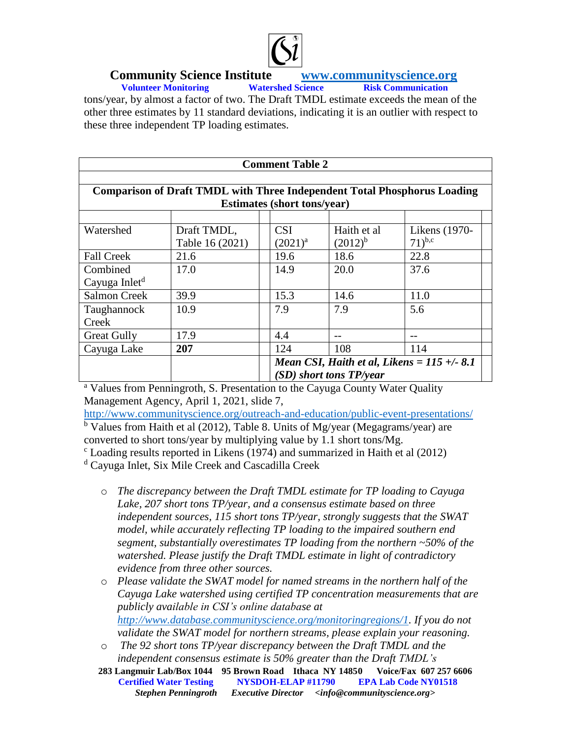tons/year, by almost a factor of two. The Draft TMDL estimate exceeds the mean of the other three estimates by 11 standard deviations, indicating it is an outlier with respect to these three independent TP loading estimates.

| Comment Table 2 | | | | |
|---|---|---|---|---|
| **Comparison of Draft TMDL with Three Independent Total Phosphorus Loading Estimates (short tons/year)** | | | | |
| Watershed | Draft TMDL, Table 16 (2021) | CSI (2021)[a] | Haith et al (2012)[b] | Likens (1970-71)[b,c] |
| Fall Creek | 21.6 | 19.6 | 18.6 | 22.8 |
| Combined Cayuga Inlet[d] | 17.0 | 14.9 | 20.0 | 37.6 |
| Salmon Creek | 39.9 | 15.3 | 14.6 | 11.0 |
| Taughannock Creek | 10.9 | 7.9 | 7.9 | 5.6 |
| Great Gully | 17.9 | 4.4 | -- | -- |
| Cayuga Lake | **207** | 124 | 108 | 114 |
| | | ***Mean CSI, Haith et al, Likens = 115 +/- 8.1 (SD) short tons TP/year*** | | |

[a] Values from Penningroth, S. Presentation to the Cayuga County Water Quality Management Agency, April 1, 2021, slide 7, http://www.communityscience.org/outreach-and-education/public-event-presentations/

[b] Values from Haith et al (2012), Table 8. Units of Mg/year (Megagrams/year) are converted to short tons/year by multiplying value by 1.1 short tons/Mg.

[c] Loading results reported in Likens (1974) and summarized in Haith et al (2012)

[d] Cayuga Inlet, Six Mile Creek and Cascadilla Creek

- *The discrepancy between the Draft TMDL estimate for TP loading to Cayuga Lake, 207 short tons TP/year, and a consensus estimate based on three independent sources, 115 short tons TP/year, strongly suggests that the SWAT model, while accurately reflecting TP loading to the impaired southern end segment, substantially overestimates TP loading from the northern ~50% of the watershed. Please justify the Draft TMDL estimate in light of contradictory evidence from three other sources.*
- *Please validate the SWAT model for named streams in the northern half of the Cayuga Lake watershed using certified TP concentration measurements that are publicly available in CSI's online database at http://www.database.communityscience.org/monitoringregions/1. If you do not validate the SWAT model for northern streams, please explain your reasoning.*
- *The 92 short tons TP/year discrepancy between the Draft TMDL and the independent consensus estimate is 50% greater than the Draft TMDL's*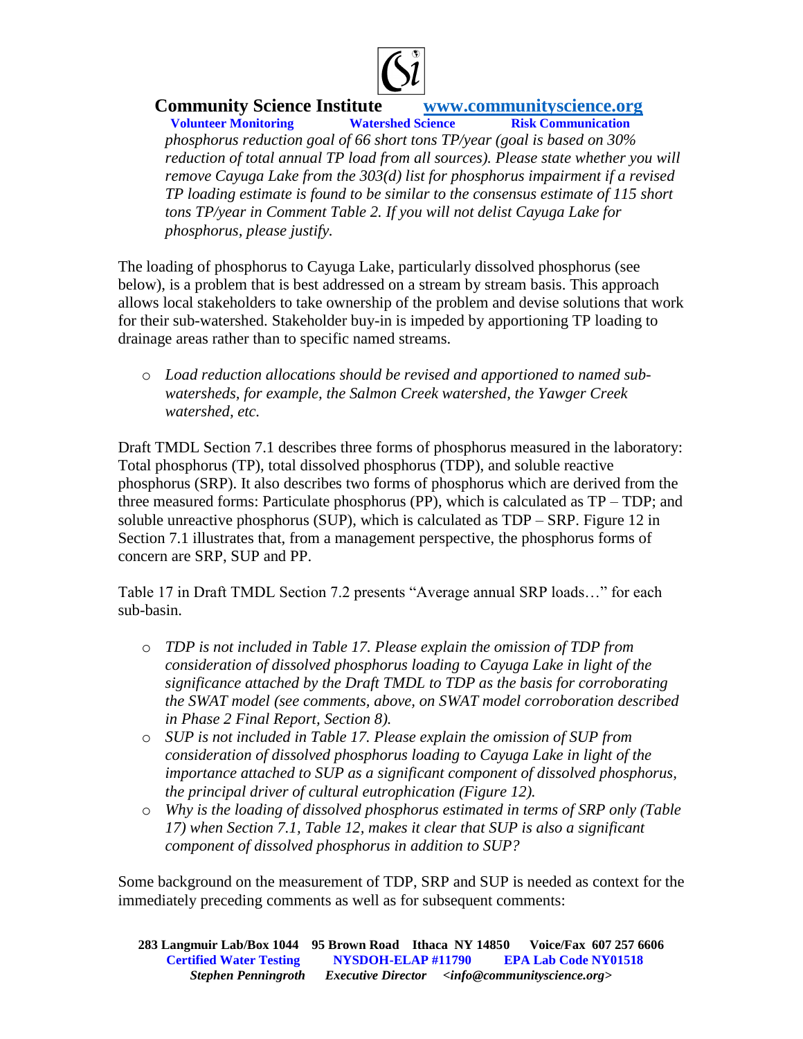*phosphorus reduction goal of 66 short tons TP/year (goal is based on 30% reduction of total annual TP load from all sources). Please state whether you will remove Cayuga Lake from the 303(d) list for phosphorus impairment if a revised TP loading estimate is found to be similar to the consensus estimate of 115 short tons TP/year in Comment Table 2. If you will not delist Cayuga Lake for phosphorus, please justify.*

The loading of phosphorus to Cayuga Lake, particularly dissolved phosphorus (see below), is a problem that is best addressed on a stream by stream basis. This approach allows local stakeholders to take ownership of the problem and devise solutions that work for their sub-watershed. Stakeholder buy-in is impeded by apportioning TP loading to drainage areas rather than to specific named streams.

- *Load reduction allocations should be revised and apportioned to named sub-watersheds, for example, the Salmon Creek watershed, the Yawger Creek watershed, etc.*

Draft TMDL Section 7.1 describes three forms of phosphorus measured in the laboratory: Total phosphorus (TP), total dissolved phosphorus (TDP), and soluble reactive phosphorus (SRP). It also describes two forms of phosphorus which are derived from the three measured forms: Particulate phosphorus (PP), which is calculated as TP – TDP; and soluble unreactive phosphorus (SUP), which is calculated as TDP – SRP. Figure 12 in Section 7.1 illustrates that, from a management perspective, the phosphorus forms of concern are SRP, SUP and PP.

Table 17 in Draft TMDL Section 7.2 presents "Average annual SRP loads…" for each sub-basin.

- *TDP is not included in Table 17. Please explain the omission of TDP from consideration of dissolved phosphorus loading to Cayuga Lake in light of the significance attached by the Draft TMDL to TDP as the basis for corroborating the SWAT model (see comments, above, on SWAT model corroboration described in Phase 2 Final Report, Section 8).*
- *SUP is not included in Table 17. Please explain the omission of SUP from consideration of dissolved phosphorus loading to Cayuga Lake in light of the importance attached to SUP as a significant component of dissolved phosphorus, the principal driver of cultural eutrophication (Figure 12).*
- *Why is the loading of dissolved phosphorus estimated in terms of SRP only (Table 17) when Section 7.1, Table 12, makes it clear that SUP is also a significant component of dissolved phosphorus in addition to SUP?*

Some background on the measurement of TDP, SRP and SUP is needed as context for the immediately preceding comments as well as for subsequent comments: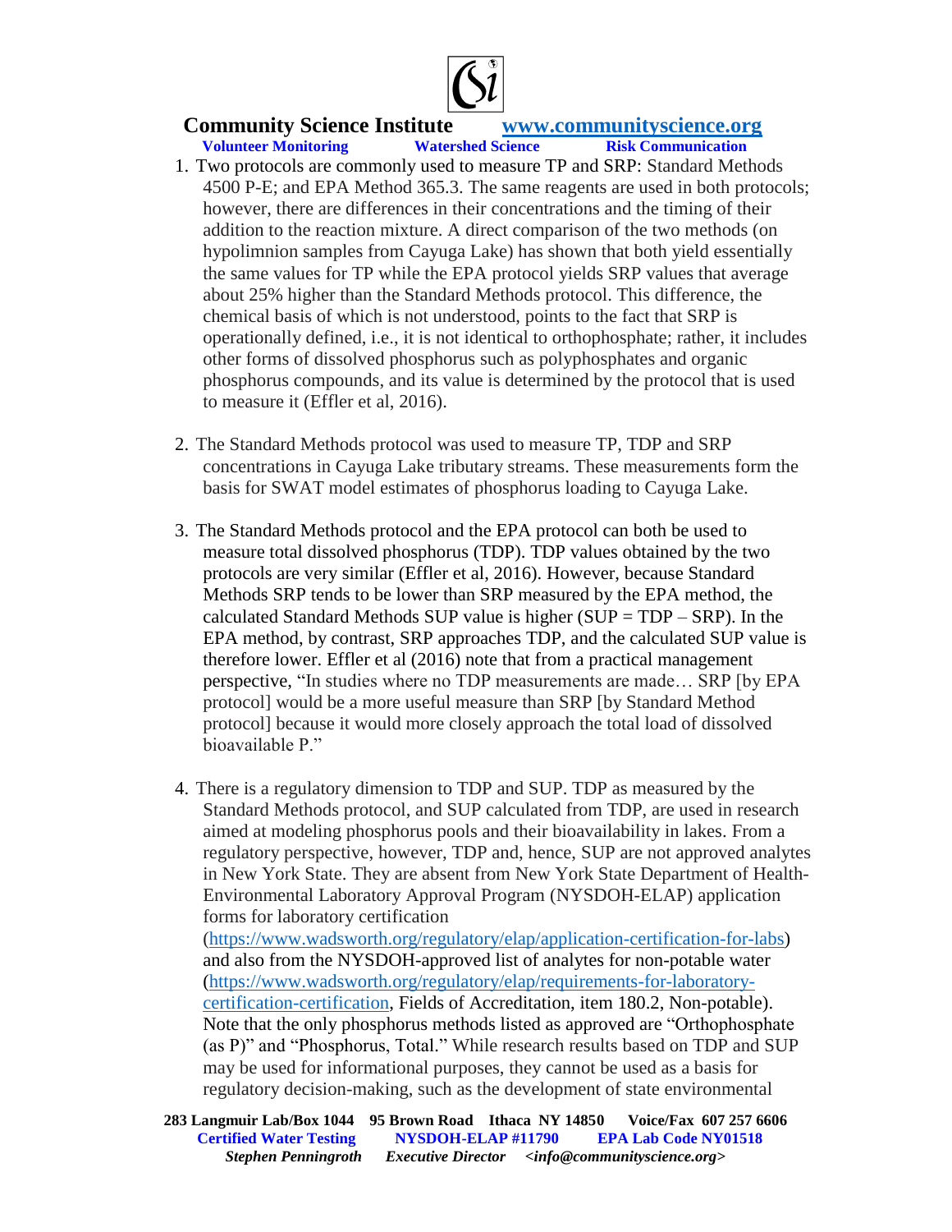1. Two protocols are commonly used to measure TP and SRP: Standard Methods 4500 P-E; and EPA Method 365.3. The same reagents are used in both protocols; however, there are differences in their concentrations and the timing of their addition to the reaction mixture. A direct comparison of the two methods (on hypolimnion samples from Cayuga Lake) has shown that both yield essentially the same values for TP while the EPA protocol yields SRP values that average about 25% higher than the Standard Methods protocol. This difference, the chemical basis of which is not understood, points to the fact that SRP is operationally defined, i.e., it is not identical to orthophosphate; rather, it includes other forms of dissolved phosphorus such as polyphosphates and organic phosphorus compounds, and its value is determined by the protocol that is used to measure it (Effler et al, 2016).

2. The Standard Methods protocol was used to measure TP, TDP and SRP concentrations in Cayuga Lake tributary streams. These measurements form the basis for SWAT model estimates of phosphorus loading to Cayuga Lake.

3. The Standard Methods protocol and the EPA protocol can both be used to measure total dissolved phosphorus (TDP). TDP values obtained by the two protocols are very similar (Effler et al, 2016). However, because Standard Methods SRP tends to be lower than SRP measured by the EPA method, the calculated Standard Methods SUP value is higher (SUP = TDP – SRP). In the EPA method, by contrast, SRP approaches TDP, and the calculated SUP value is therefore lower. Effler et al (2016) note that from a practical management perspective, "In studies where no TDP measurements are made… SRP [by EPA protocol] would be a more useful measure than SRP [by Standard Method protocol] because it would more closely approach the total load of dissolved bioavailable P."

4. There is a regulatory dimension to TDP and SUP. TDP as measured by the Standard Methods protocol, and SUP calculated from TDP, are used in research aimed at modeling phosphorus pools and their bioavailability in lakes. From a regulatory perspective, however, TDP and, hence, SUP are not approved analytes in New York State. They are absent from New York State Department of Health-Environmental Laboratory Approval Program (NYSDOH-ELAP) application forms for laboratory certification (https://www.wadsworth.org/regulatory/elap/application-certification-for-labs) and also from the NYSDOH-approved list of analytes for non-potable water (https://www.wadsworth.org/regulatory/elap/requirements-for-laboratory-certification-certification, Fields of Accreditation, item 180.2, Non-potable). Note that the only phosphorus methods listed as approved are "Orthophosphate (as P)" and "Phosphorus, Total." While research results based on TDP and SUP may be used for informational purposes, they cannot be used as a basis for regulatory decision-making, such as the development of state environmental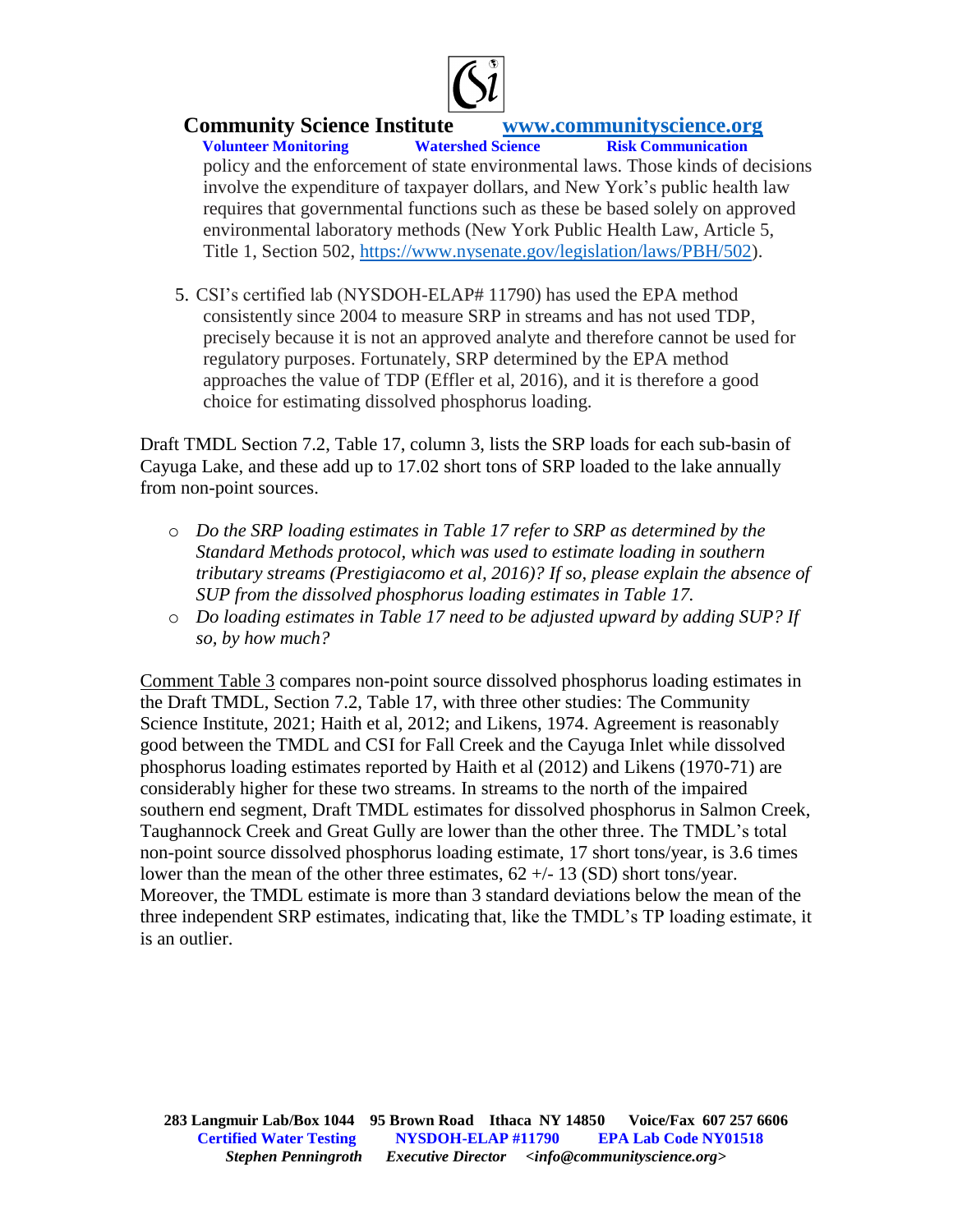policy and the enforcement of state environmental laws. Those kinds of decisions involve the expenditure of taxpayer dollars, and New York's public health law requires that governmental functions such as these be based solely on approved environmental laboratory methods (New York Public Health Law, Article 5, Title 1, Section 502, https://www.nysenate.gov/legislation/laws/PBH/502).

5. CSI's certified lab (NYSDOH-ELAP# 11790) has used the EPA method consistently since 2004 to measure SRP in streams and has not used TDP, precisely because it is not an approved analyte and therefore cannot be used for regulatory purposes. Fortunately, SRP determined by the EPA method approaches the value of TDP (Effler et al, 2016), and it is therefore a good choice for estimating dissolved phosphorus loading.

Draft TMDL Section 7.2, Table 17, column 3, lists the SRP loads for each sub-basin of Cayuga Lake, and these add up to 17.02 short tons of SRP loaded to the lake annually from non-point sources.

- *Do the SRP loading estimates in Table 17 refer to SRP as determined by the Standard Methods protocol, which was used to estimate loading in southern tributary streams (Prestigiacomo et al, 2016)? If so, please explain the absence of SUP from the dissolved phosphorus loading estimates in Table 17.*
- *Do loading estimates in Table 17 need to be adjusted upward by adding SUP? If so, by how much?*

<u>Comment Table 3</u> compares non-point source dissolved phosphorus loading estimates in the Draft TMDL, Section 7.2, Table 17, with three other studies: The Community Science Institute, 2021; Haith et al, 2012; and Likens, 1974. Agreement is reasonably good between the TMDL and CSI for Fall Creek and the Cayuga Inlet while dissolved phosphorus loading estimates reported by Haith et al (2012) and Likens (1970-71) are considerably higher for these two streams. In streams to the north of the impaired southern end segment, Draft TMDL estimates for dissolved phosphorus in Salmon Creek, Taughannock Creek and Great Gully are lower than the other three. The TMDL's total non-point source dissolved phosphorus loading estimate, 17 short tons/year, is 3.6 times lower than the mean of the other three estimates, 62 +/- 13 (SD) short tons/year. Moreover, the TMDL estimate is more than 3 standard deviations below the mean of the three independent SRP estimates, indicating that, like the TMDL's TP loading estimate, it is an outlier.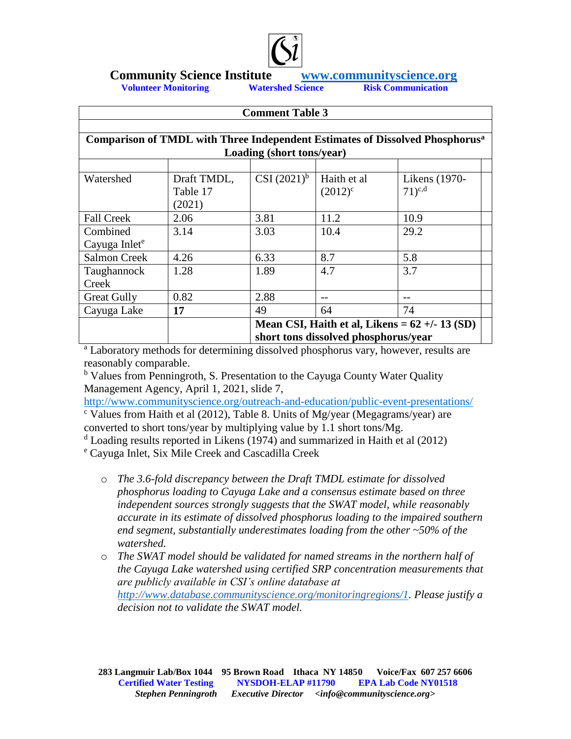| Comment Table 3 | | | | |
|---|---|---|---|---|
| **Comparison of TMDL with Three Independent Estimates of Dissolved Phosphorus[a] Loading (short tons/year)** | | | | |
| Watershed | Draft TMDL, Table 17 (2021) | CSI (2021)[b] | Haith et al (2012)[c] | Likens (1970-71)[c,d] |
| Fall Creek | 2.06 | 3.81 | 11.2 | 10.9 |
| Combined Cayuga Inlet[e] | 3.14 | 3.03 | 10.4 | 29.2 |
| Salmon Creek | 4.26 | 6.33 | 8.7 | 5.8 |
| Taughannock Creek | 1.28 | 1.89 | 4.7 | 3.7 |
| Great Gully | 0.82 | 2.88 | -- | -- |
| Cayuga Lake | **17** | 49 | 64 | 74 |
| | | **Mean CSI, Haith et al, Likens = 62 +/- 13 (SD) short tons dissolved phosphorus/year** | | |

[a] Laboratory methods for determining dissolved phosphorus vary, however, results are reasonably comparable.
[b] Values from Penningroth, S. Presentation to the Cayuga County Water Quality Management Agency, April 1, 2021, slide 7, http://www.communityscience.org/outreach-and-education/public-event-presentations/
[c] Values from Haith et al (2012), Table 8. Units of Mg/year (Megagrams/year) are converted to short tons/year by multiplying value by 1.1 short tons/Mg.
[d] Loading results reported in Likens (1974) and summarized in Haith et al (2012)
[e] Cayuga Inlet, Six Mile Creek and Cascadilla Creek

- *The 3.6-fold discrepancy between the Draft TMDL estimate for dissolved phosphorus loading to Cayuga Lake and a consensus estimate based on three independent sources strongly suggests that the SWAT model, while reasonably accurate in its estimate of dissolved phosphorus loading to the impaired southern end segment, substantially underestimates loading from the other ~50% of the watershed.*
- *The SWAT model should be validated for named streams in the northern half of the Cayuga Lake watershed using certified SRP concentration measurements that are publicly available in CSI's online database at* http://www.database.communityscience.org/monitoringregions/1. *Please justify a decision not to validate the SWAT model.*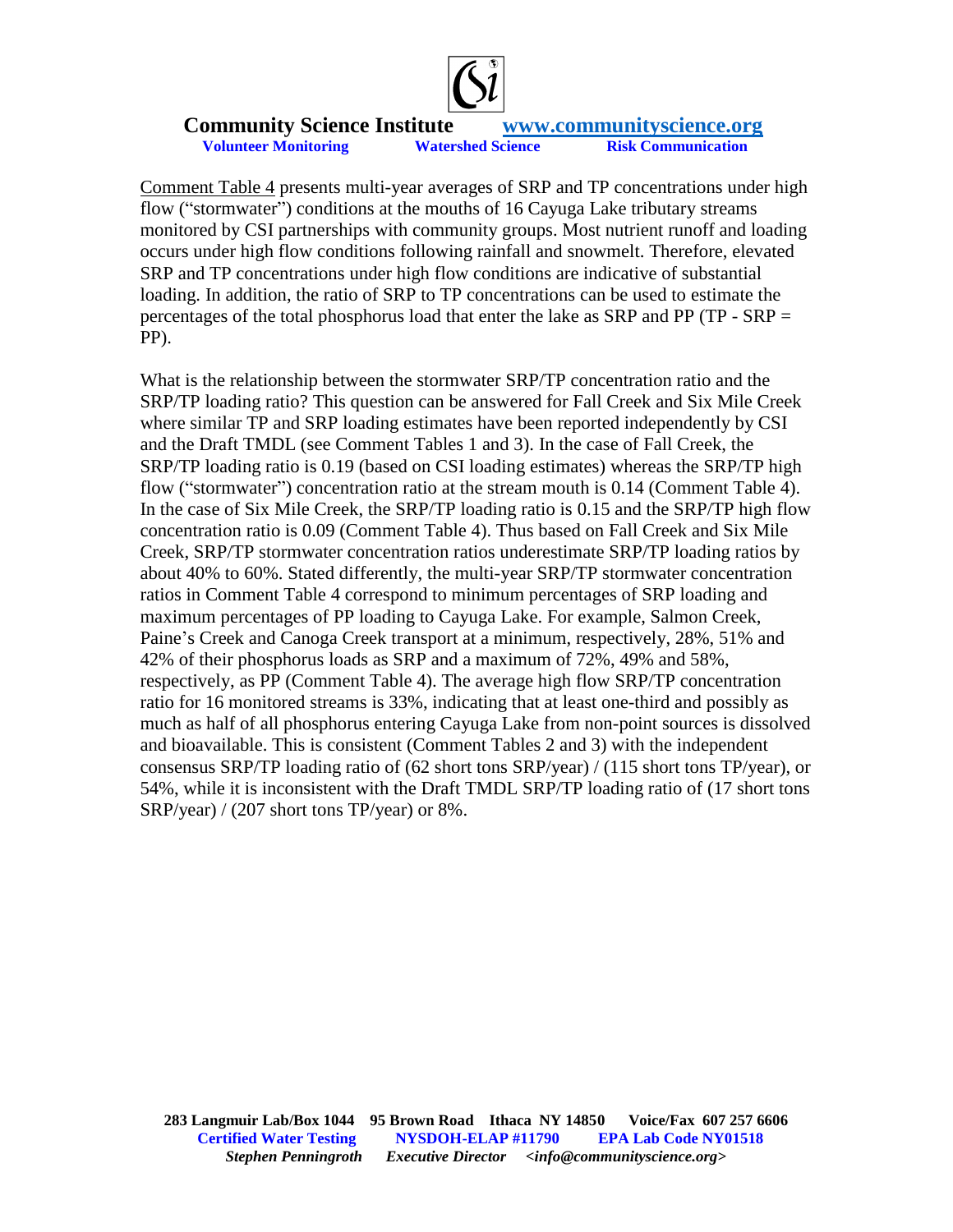Comment Table 4 presents multi-year averages of SRP and TP concentrations under high flow ("stormwater") conditions at the mouths of 16 Cayuga Lake tributary streams monitored by CSI partnerships with community groups. Most nutrient runoff and loading occurs under high flow conditions following rainfall and snowmelt. Therefore, elevated SRP and TP concentrations under high flow conditions are indicative of substantial loading. In addition, the ratio of SRP to TP concentrations can be used to estimate the percentages of the total phosphorus load that enter the lake as SRP and PP (TP - SRP = PP).

What is the relationship between the stormwater SRP/TP concentration ratio and the SRP/TP loading ratio? This question can be answered for Fall Creek and Six Mile Creek where similar TP and SRP loading estimates have been reported independently by CSI and the Draft TMDL (see Comment Tables 1 and 3). In the case of Fall Creek, the SRP/TP loading ratio is 0.19 (based on CSI loading estimates) whereas the SRP/TP high flow ("stormwater") concentration ratio at the stream mouth is 0.14 (Comment Table 4). In the case of Six Mile Creek, the SRP/TP loading ratio is 0.15 and the SRP/TP high flow concentration ratio is 0.09 (Comment Table 4). Thus based on Fall Creek and Six Mile Creek, SRP/TP stormwater concentration ratios underestimate SRP/TP loading ratios by about 40% to 60%. Stated differently, the multi-year SRP/TP stormwater concentration ratios in Comment Table 4 correspond to minimum percentages of SRP loading and maximum percentages of PP loading to Cayuga Lake. For example, Salmon Creek, Paine's Creek and Canoga Creek transport at a minimum, respectively, 28%, 51% and 42% of their phosphorus loads as SRP and a maximum of 72%, 49% and 58%, respectively, as PP (Comment Table 4). The average high flow SRP/TP concentration ratio for 16 monitored streams is 33%, indicating that at least one-third and possibly as much as half of all phosphorus entering Cayuga Lake from non-point sources is dissolved and bioavailable. This is consistent (Comment Tables 2 and 3) with the independent consensus SRP/TP loading ratio of (62 short tons SRP/year) / (115 short tons TP/year), or 54%, while it is inconsistent with the Draft TMDL SRP/TP loading ratio of (17 short tons SRP/year) / (207 short tons TP/year) or 8%.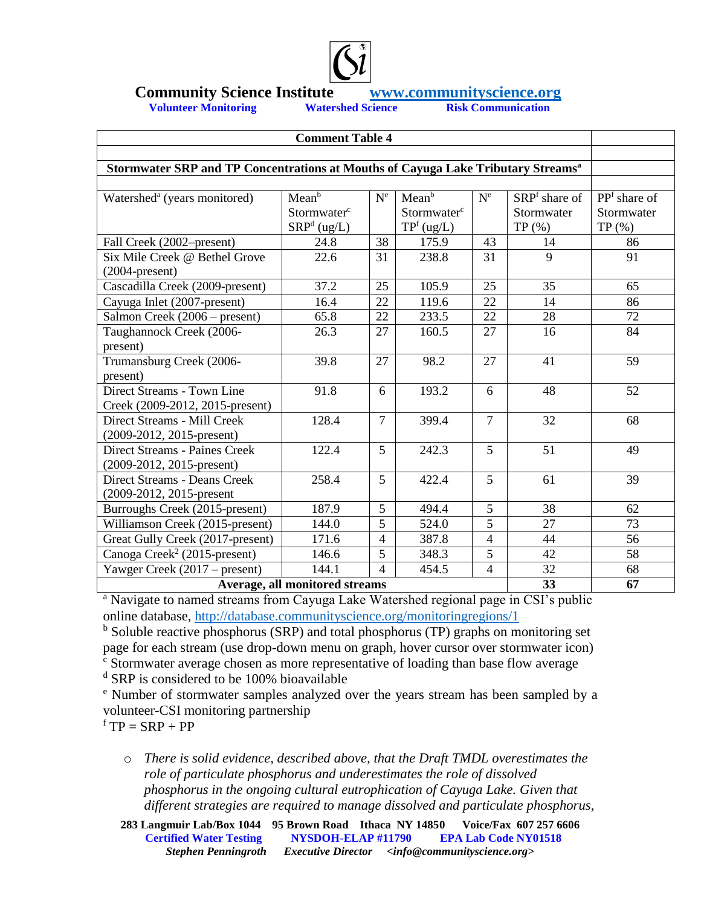**Community Science Institute** www.communityscience.org

**Volunteer Monitoring** **Watershed Science** **Risk Communication**

**Comment Table 4**

**Stormwater SRP and TP Concentrations at Mouths of Cayuga Lake Tributary Streams[a]**

| Watershed[a] (years monitored) | Mean[b] Stormwater[c] SRP[d] (ug/L) | N[e] | Mean[b] Stormwater[c] TP[f] (ug/L) | N[e] | SRP[f] share of Stormwater TP (%) | PP[f] share of Stormwater TP (%) |
|---|---|---|---|---|---|---|
| Fall Creek (2002–present) | 24.8 | 38 | 175.9 | 43 | 14 | 86 |
| Six Mile Creek @ Bethel Grove (2004-present) | 22.6 | 31 | 238.8 | 31 | 9 | 91 |
| Cascadilla Creek (2009-present) | 37.2 | 25 | 105.9 | 25 | 35 | 65 |
| Cayuga Inlet (2007-present) | 16.4 | 22 | 119.6 | 22 | 14 | 86 |
| Salmon Creek (2006 – present) | 65.8 | 22 | 233.5 | 22 | 28 | 72 |
| Taughannock Creek (2006-present) | 26.3 | 27 | 160.5 | 27 | 16 | 84 |
| Trumansburg Creek (2006-present) | 39.8 | 27 | 98.2 | 27 | 41 | 59 |
| Direct Streams - Town Line Creek (2009-2012, 2015-present) | 91.8 | 6 | 193.2 | 6 | 48 | 52 |
| Direct Streams - Mill Creek (2009-2012, 2015-present) | 128.4 | 7 | 399.4 | 7 | 32 | 68 |
| Direct Streams - Paines Creek (2009-2012, 2015-present) | 122.4 | 5 | 242.3 | 5 | 51 | 49 |
| Direct Streams - Deans Creek (2009-2012, 2015-present | 258.4 | 5 | 422.4 | 5 | 61 | 39 |
| Burroughs Creek (2015-present) | 187.9 | 5 | 494.4 | 5 | 38 | 62 |
| Williamson Creek (2015-present) | 144.0 | 5 | 524.0 | 5 | 27 | 73 |
| Great Gully Creek (2017-present) | 171.6 | 4 | 387.8 | 4 | 44 | 56 |
| Canoga Creek[2] (2015-present) | 146.6 | 5 | 348.3 | 5 | 42 | 58 |
| Yawger Creek (2017 – present) | 144.1 | 4 | 454.5 | 4 | 32 | 68 |
| **Average, all monitored streams** | | | | | **33** | **67** |

[a] Navigate to named streams from Cayuga Lake Watershed regional page in CSI's public online database, http://database.communityscience.org/monitoringregions/1

[b] Soluble reactive phosphorus (SRP) and total phosphorus (TP) graphs on monitoring set page for each stream (use drop-down menu on graph, hover cursor over stormwater icon)

[c] Stormwater average chosen as more representative of loading than base flow average

[d] SRP is considered to be 100% bioavailable

[e] Number of stormwater samples analyzed over the years stream has been sampled by a volunteer-CSI monitoring partnership

[f] TP = SRP + PP

- *There is solid evidence, described above, that the Draft TMDL overestimates the role of particulate phosphorus and underestimates the role of dissolved phosphorus in the ongoing cultural eutrophication of Cayuga Lake. Given that different strategies are required to manage dissolved and particulate phosphorus,*

**283 Langmuir Lab/Box 1044 95 Brown Road Ithaca NY 14850 Voice/Fax 607 257 6606**
**Certified Water Testing NYSDOH-ELAP #11790 EPA Lab Code NY01528**
***Stephen Penningroth Executive Director <info@communityscience.org>***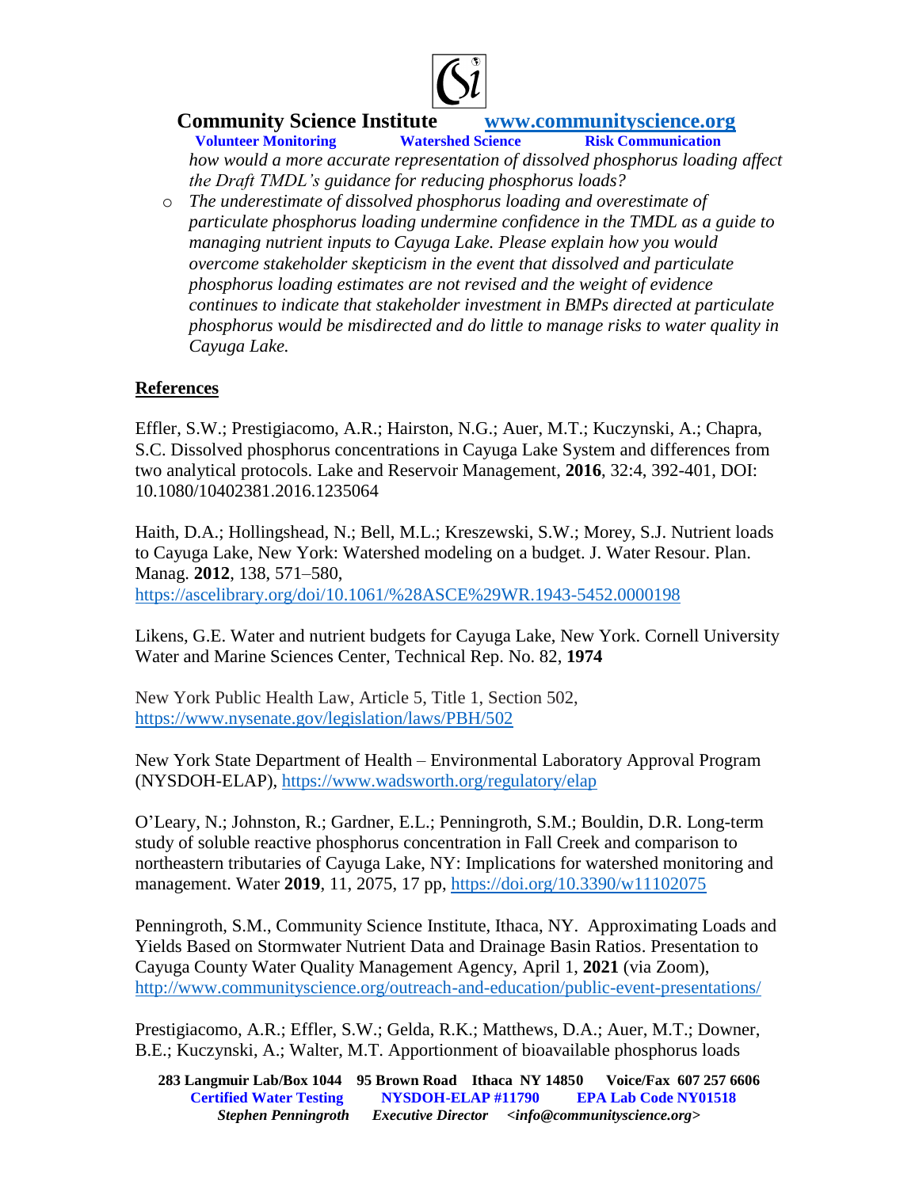how would a more accurate representation of dissolved phosphorus loading affect the Draft TMDL's guidance for reducing phosphorus loads?*

- *The underestimate of dissolved phosphorus loading and overestimate of particulate phosphorus loading undermine confidence in the TMDL as a guide to managing nutrient inputs to Cayuga Lake. Please explain how you would overcome stakeholder skepticism in the event that dissolved and particulate phosphorus loading estimates are not revised and the weight of evidence continues to indicate that stakeholder investment in BMPs directed at particulate phosphorus would be misdirected and do little to manage risks to water quality in Cayuga Lake.*

## References

Effler, S.W.; Prestigiacomo, A.R.; Hairston, N.G.; Auer, M.T.; Kuczynski, A.; Chapra, S.C. Dissolved phosphorus concentrations in Cayuga Lake System and differences from two analytical protocols. Lake and Reservoir Management, **2016**, 32:4, 392-401, DOI: 10.1080/10402381.2016.1235064

Haith, D.A.; Hollingshead, N.; Bell, M.L.; Kreszewski, S.W.; Morey, S.J. Nutrient loads to Cayuga Lake, New York: Watershed modeling on a budget. J. Water Resour. Plan. Manag. **2012**, 138, 571–580, https://ascelibrary.org/doi/10.1061/%28ASCE%29WR.1943-5452.0000198

Likens, G.E. Water and nutrient budgets for Cayuga Lake, New York. Cornell University Water and Marine Sciences Center, Technical Rep. No. 82, **1974**

New York Public Health Law, Article 5, Title 1, Section 502, https://www.nysenate.gov/legislation/laws/PBH/502

New York State Department of Health – Environmental Laboratory Approval Program (NYSDOH-ELAP), https://www.wadsworth.org/regulatory/elap

O'Leary, N.; Johnston, R.; Gardner, E.L.; Penningroth, S.M.; Bouldin, D.R. Long-term study of soluble reactive phosphorus concentration in Fall Creek and comparison to northeastern tributaries of Cayuga Lake, NY: Implications for watershed monitoring and management. Water **2019**, 11, 2075, 17 pp, https://doi.org/10.3390/w11102075

Penningroth, S.M., Community Science Institute, Ithaca, NY. Approximating Loads and Yields Based on Stormwater Nutrient Data and Drainage Basin Ratios. Presentation to Cayuga County Water Quality Management Agency, April 1, **2021** (via Zoom), http://www.communityscience.org/outreach-and-education/public-event-presentations/

Prestigiacomo, A.R.; Effler, S.W.; Gelda, R.K.; Matthews, D.A.; Auer, M.T.; Downer, B.E.; Kuczynski, A.; Walter, M.T. Apportionment of bioavailable phosphorus loads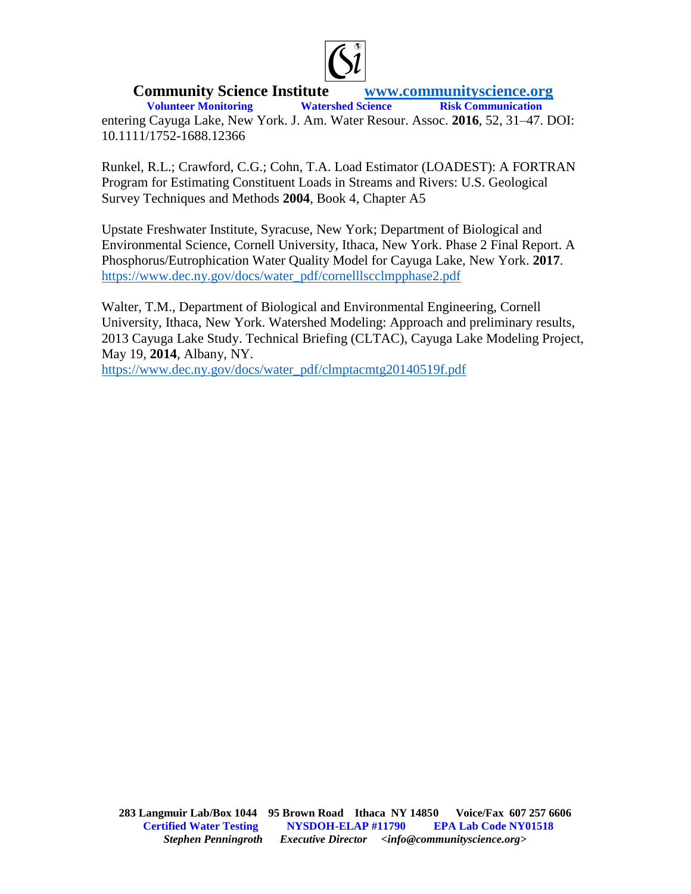entering Cayuga Lake, New York. J. Am. Water Resour. Assoc. **2016**, 52, 31–47. DOI: 10.1111/1752-1688.12366

Runkel, R.L.; Crawford, C.G.; Cohn, T.A. Load Estimator (LOADEST): A FORTRAN Program for Estimating Constituent Loads in Streams and Rivers: U.S. Geological Survey Techniques and Methods **2004**, Book 4, Chapter A5

Upstate Freshwater Institute, Syracuse, New York; Department of Biological and Environmental Science, Cornell University, Ithaca, New York. Phase 2 Final Report. A Phosphorus/Eutrophication Water Quality Model for Cayuga Lake, New York. **2017**. https://www.dec.ny.gov/docs/water_pdf/cornelllscclmpphase2.pdf

Walter, T.M., Department of Biological and Environmental Engineering, Cornell University, Ithaca, New York. Watershed Modeling: Approach and preliminary results, 2013 Cayuga Lake Study. Technical Briefing (CLTAC), Cayuga Lake Modeling Project, May 19, **2014**, Albany, NY. https://www.dec.ny.gov/docs/water_pdf/clmptacmtg20140519f.pdf